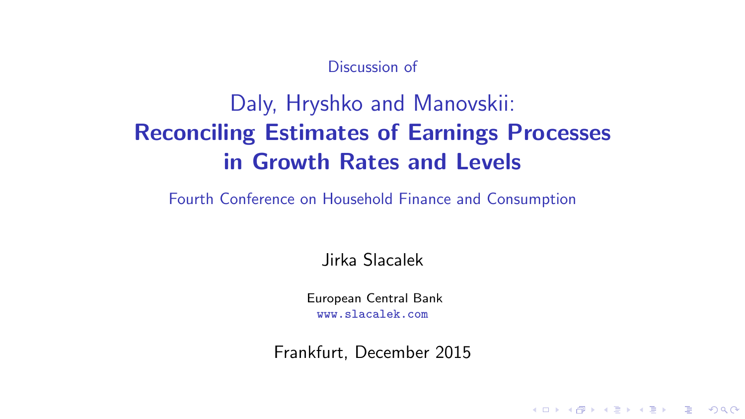Discussion of

# Daly, Hryshko and Manovskii: **Reconciling Estimates of Earnings Processes in Growth Rates and Levels**

Fourth Conference on Household Finance and Consumption

Jirka Slacalek

European Central Bank
www.slacalek.com

Frankfurt, December 2015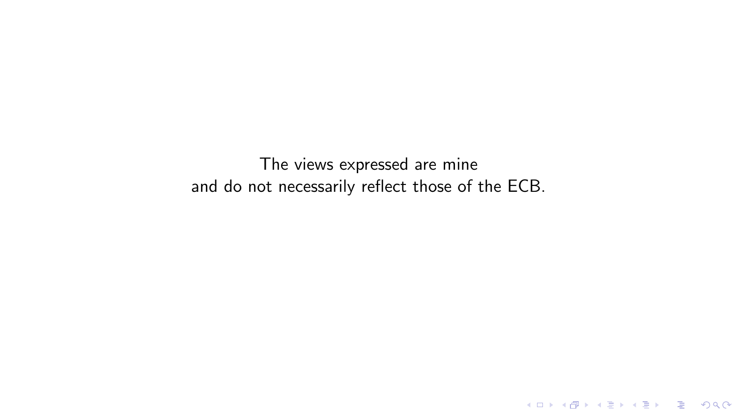The views expressed are mine
and do not necessarily reflect those of the ECB.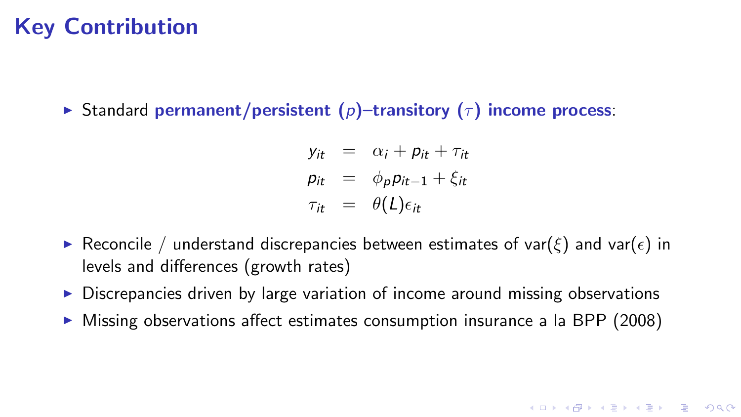# Key Contribution

- Standard **permanent/persistent ($p$)–transitory ($\tau$) income process**:

$$
\begin{aligned}
y_{it} &= \alpha_i + p_{it} + \tau_{it} \\
p_{it} &= \phi_p p_{it-1} + \xi_{it} \\
\tau_{it} &= \theta(L)\epsilon_{it}
\end{aligned}
$$

- Reconcile / understand discrepancies between estimates of var($\xi$) and var($\epsilon$) in levels and differences (growth rates)
- Discrepancies driven by large variation of income around missing observations
- Missing observations affect estimates consumption insurance a la BPP (2008)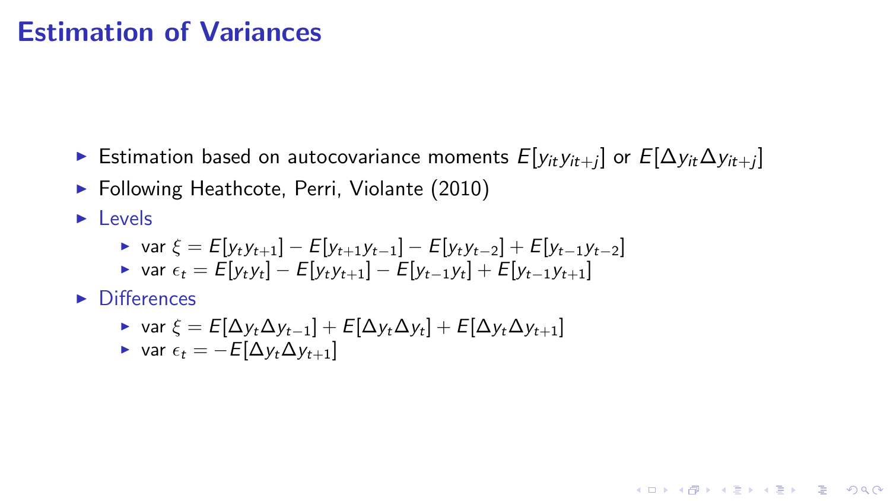# Estimation of Variances

- Estimation based on autocovariance moments $E[y_{it}y_{it+j}]$ or $E[\Delta y_{it}\Delta y_{it+j}]$
- Following Heathcote, Perri, Violante (2010)
- Levels
  - var $\xi = E[y_t y_{t+1}] - E[y_{t+1} y_{t-1}] - E[y_t y_{t-2}] + E[y_{t-1} y_{t-2}]$
  - var $\epsilon_t = E[y_t y_t] - E[y_t y_{t+1}] - E[y_{t-1} y_t] + E[y_{t-1} y_{t+1}]$
- Differences
  - var $\xi = E[\Delta y_t \Delta y_{t-1}] + E[\Delta y_t \Delta y_t] + E[\Delta y_t \Delta y_{t+1}]$
  - var $\epsilon_t = -E[\Delta y_t \Delta y_{t+1}]$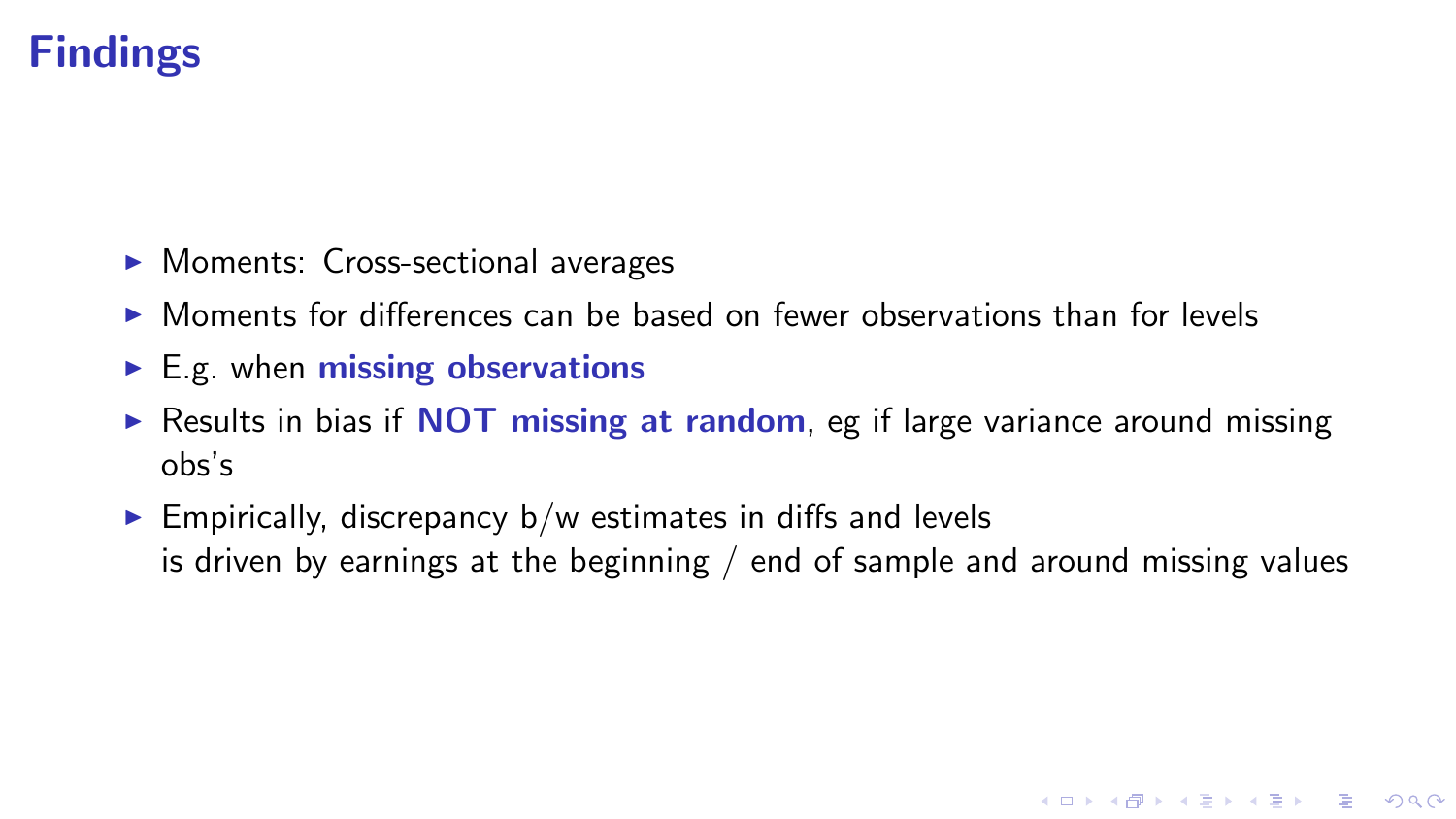# Findings

- Moments: Cross-sectional averages
- Moments for differences can be based on fewer observations than for levels
- E.g. when **missing observations**
- Results in bias if **NOT missing at random**, eg if large variance around missing obs's
- Empirically, discrepancy b/w estimates in diffs and levels is driven by earnings at the beginning / end of sample and around missing values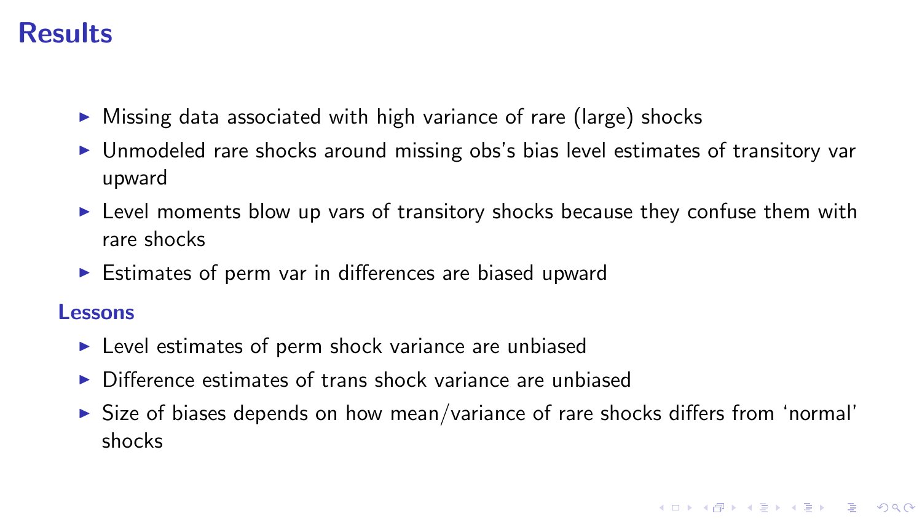# Results

- Missing data associated with high variance of rare (large) shocks
- Unmodeled rare shocks around missing obs's bias level estimates of transitory var upward
- Level moments blow up vars of transitory shocks because they confuse them with rare shocks
- Estimates of perm var in differences are biased upward

## Lessons

- Level estimates of perm shock variance are unbiased
- Difference estimates of trans shock variance are unbiased
- Size of biases depends on how mean/variance of rare shocks differs from 'normal' shocks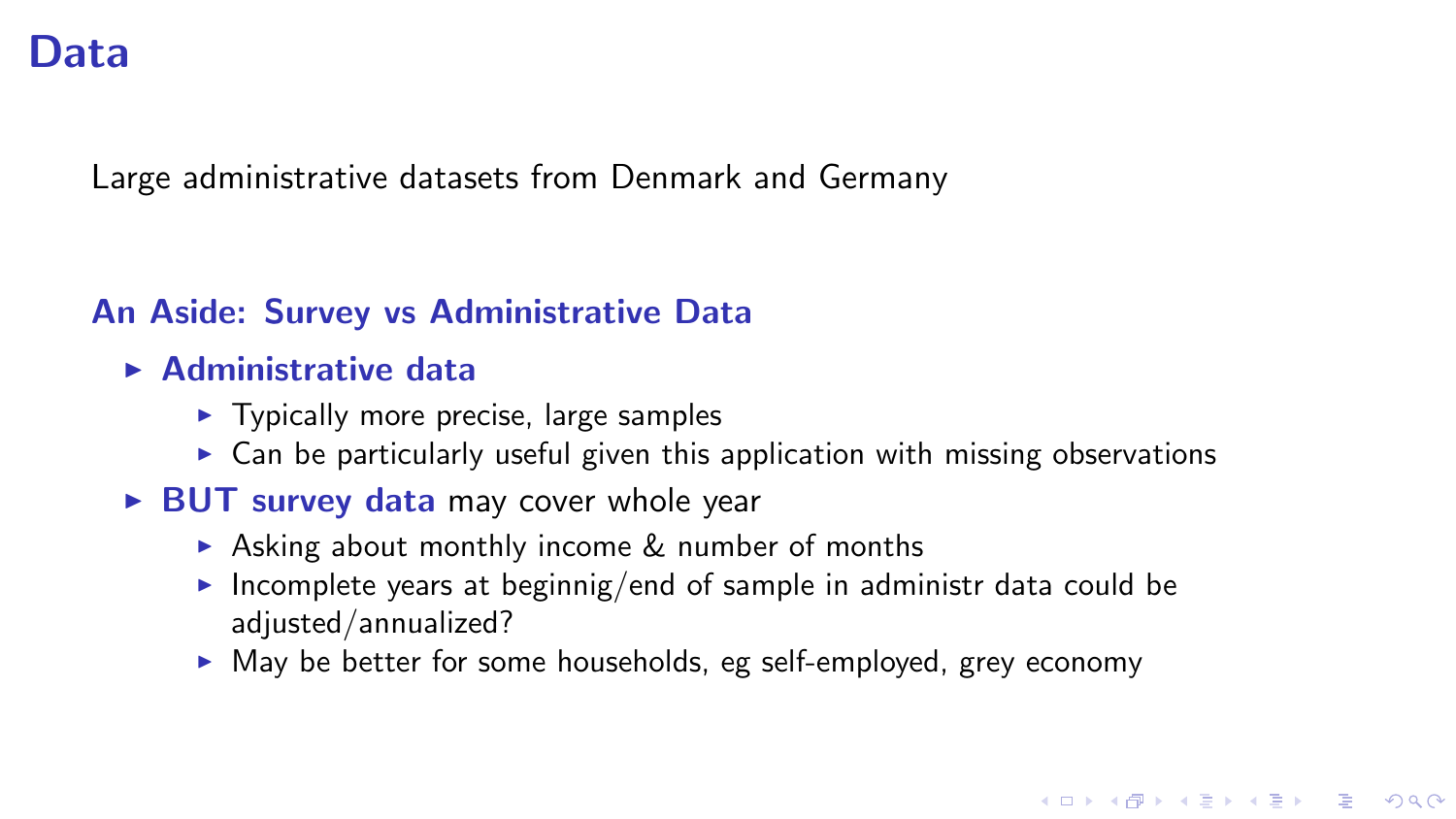# Data

Large administrative datasets from Denmark and Germany

### An Aside: Survey vs Administrative Data

- **Administrative data**
  - Typically more precise, large samples
  - Can be particularly useful given this application with missing observations
- **BUT survey data** may cover whole year
  - Asking about monthly income & number of months
  - Incomplete years at beginnig/end of sample in administr data could be adjusted/annualized?
  - May be better for some households, eg self-employed, grey economy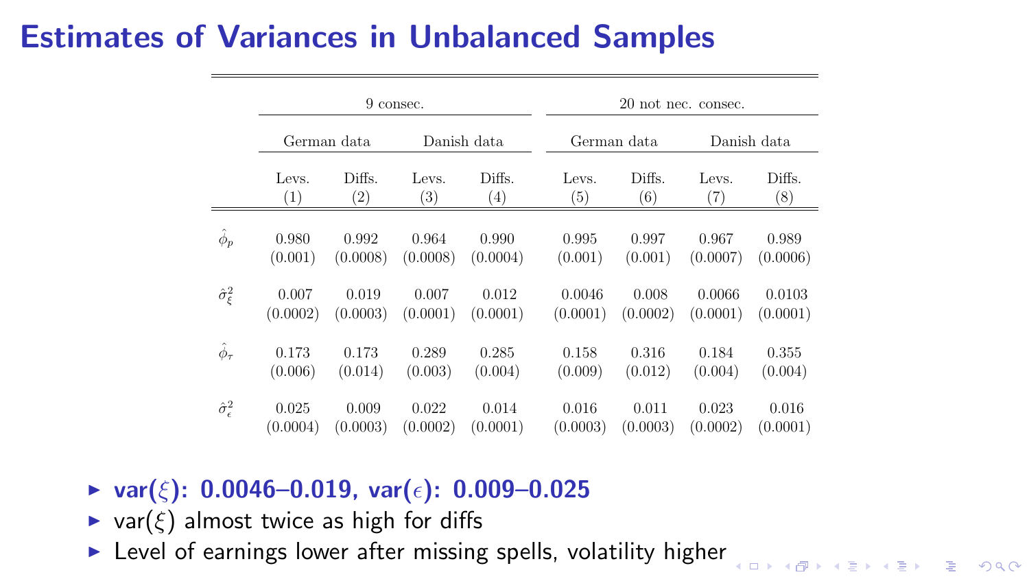# Estimates of Variances in Unbalanced Samples

| | 9 consec. | | | | 20 not nec. consec. | | | |
|---|---|---|---|---|---|---|---|---|
| | German data | | Danish data | | German data | | Danish data | |
| | Levs. (1) | Diffs. (2) | Levs. (3) | Diffs. (4) | Levs. (5) | Diffs. (6) | Levs. (7) | Diffs. (8) |
| $\hat{\phi}_p$ | 0.980 | 0.992 | 0.964 | 0.990 | 0.995 | 0.997 | 0.967 | 0.989 |
| | (0.001) | (0.0008) | (0.0008) | (0.0004) | (0.001) | (0.001) | (0.0007) | (0.0006) |
| $\hat{\sigma}^2_\xi$ | 0.007 | 0.019 | 0.007 | 0.012 | 0.0046 | 0.008 | 0.0066 | 0.0103 |
| | (0.0002) | (0.0003) | (0.0001) | (0.0001) | (0.0001) | (0.0002) | (0.0001) | (0.0001) |
| $\hat{\phi}_\tau$ | 0.173 | 0.173 | 0.289 | 0.285 | 0.158 | 0.316 | 0.184 | 0.355 |
| | (0.006) | (0.014) | (0.003) | (0.004) | (0.009) | (0.012) | (0.004) | (0.004) |
| $\hat{\sigma}^2_\epsilon$ | 0.025 | 0.009 | 0.022 | 0.014 | 0.016 | 0.011 | 0.023 | 0.016 |
| | (0.0004) | (0.0003) | (0.0002) | (0.0001) | (0.0003) | (0.0003) | (0.0002) | (0.0001) |

- **var($\xi$): 0.0046–0.019, var($\epsilon$): 0.009–0.025**
- var($\xi$) almost twice as high for diffs
- Level of earnings lower after missing spells, volatility higher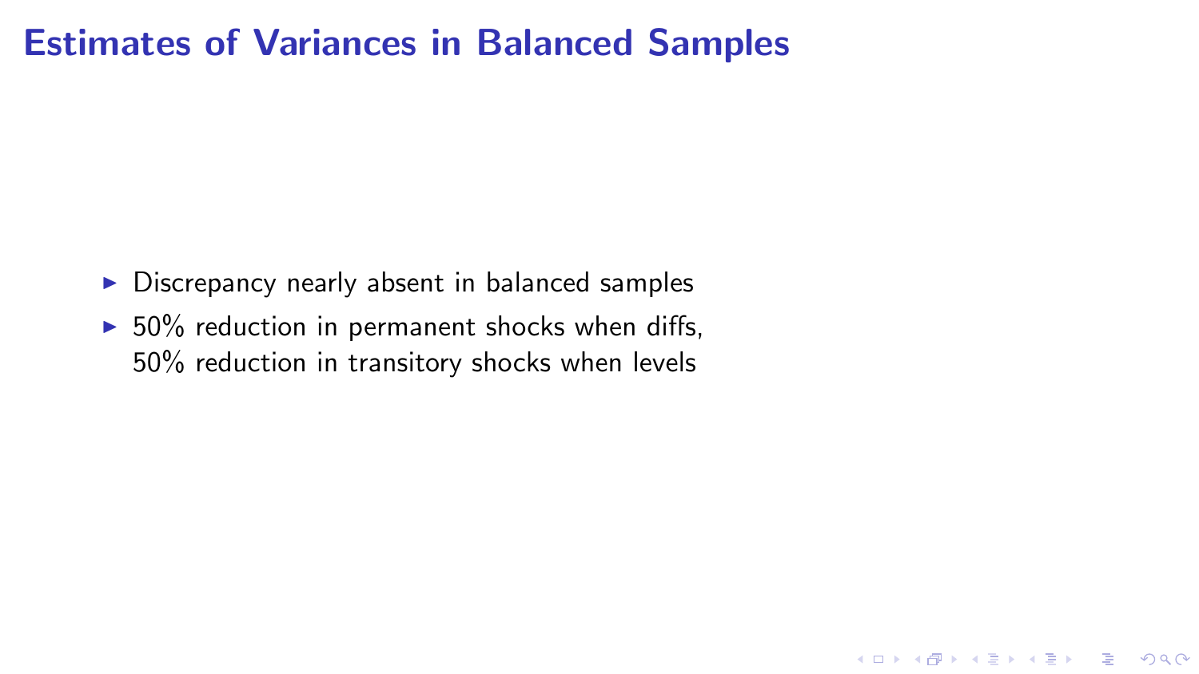# Estimates of Variances in Balanced Samples

- Discrepancy nearly absent in balanced samples
- 50% reduction in permanent shocks when diffs,
  50% reduction in transitory shocks when levels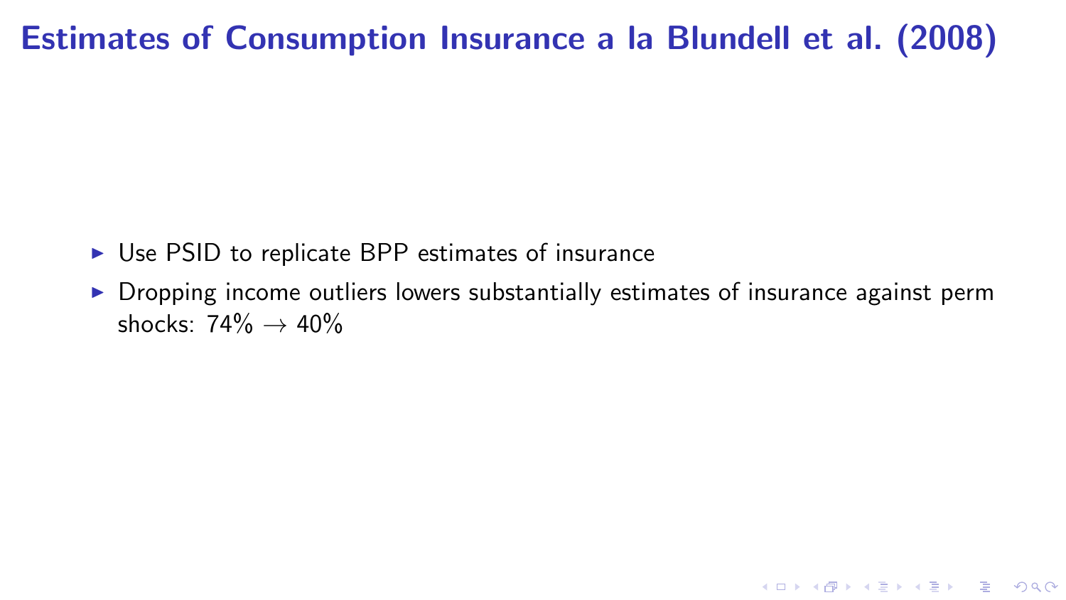# Estimates of Consumption Insurance a la Blundell et al. (2008)

- Use PSID to replicate BPP estimates of insurance
- Dropping income outliers lowers substantially estimates of insurance against perm shocks: 74% $\rightarrow$ 40%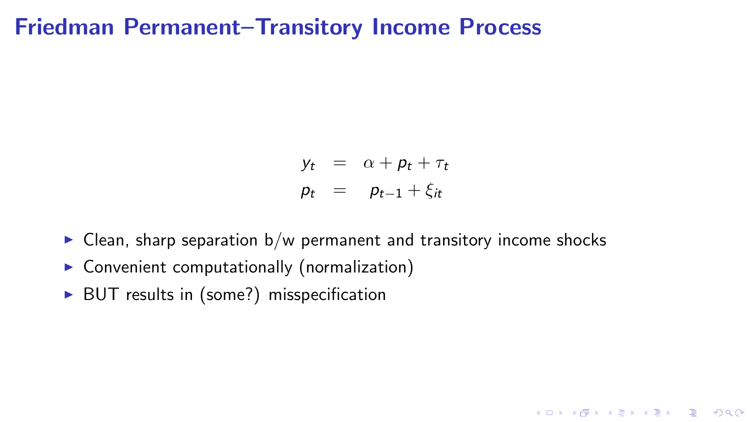# Friedman Permanent–Transitory Income Process

$$
\begin{aligned}
y_t &= \alpha + p_t + \tau_t \\
p_t &= p_{t-1} + \xi_{it}
\end{aligned}
$$

- Clean, sharp separation b/w permanent and transitory income shocks
- Convenient computationally (normalization)
- BUT results in (some?) misspecification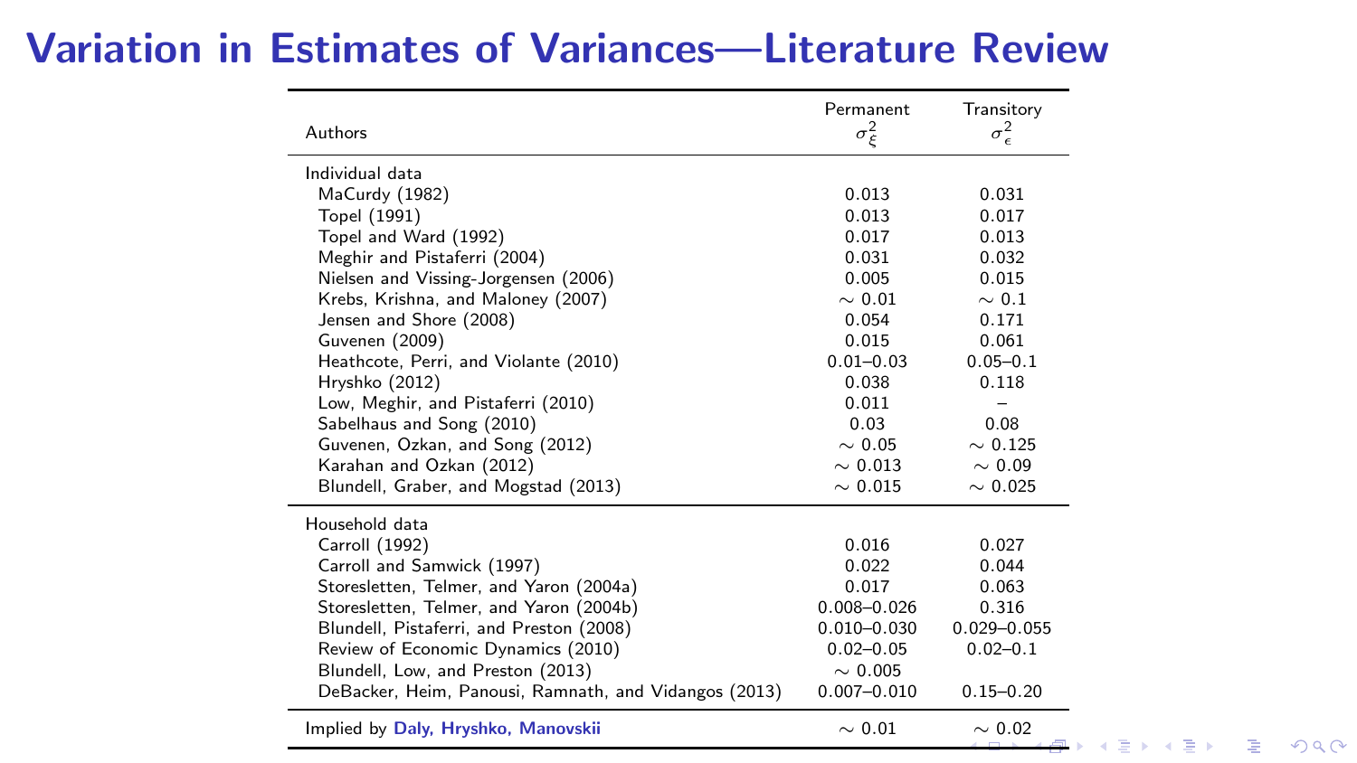# Variation in Estimates of Variances—Literature Review

| Authors | Permanent $\sigma^2_\xi$ | Transitory $\sigma^2_\epsilon$ |
|---|---|---|
| Individual data | | |
| MaCurdy (1982) | 0.013 | 0.031 |
| Topel (1991) | 0.013 | 0.017 |
| Topel and Ward (1992) | 0.017 | 0.013 |
| Meghir and Pistaferri (2004) | 0.031 | 0.032 |
| Nielsen and Vissing-Jorgensen (2006) | 0.005 | 0.015 |
| Krebs, Krishna, and Maloney (2007) | $\sim$ 0.01 | $\sim$ 0.1 |
| Jensen and Shore (2008) | 0.054 | 0.171 |
| Guvenen (2009) | 0.015 | 0.061 |
| Heathcote, Perri, and Violante (2010) | 0.01–0.03 | 0.05–0.1 |
| Hryshko (2012) | 0.038 | 0.118 |
| Low, Meghir, and Pistaferri (2010) | 0.011 | – |
| Sabelhaus and Song (2010) | 0.03 | 0.08 |
| Guvenen, Ozkan, and Song (2012) | $\sim$ 0.05 | $\sim$ 0.125 |
| Karahan and Ozkan (2012) | $\sim$ 0.013 | $\sim$ 0.09 |
| Blundell, Graber, and Mogstad (2013) | $\sim$ 0.015 | $\sim$ 0.025 |
| Household data | | |
| Carroll (1992) | 0.016 | 0.027 |
| Carroll and Samwick (1997) | 0.022 | 0.044 |
| Storesletten, Telmer, and Yaron (2004a) | 0.017 | 0.063 |
| Storesletten, Telmer, and Yaron (2004b) | 0.008–0.026 | 0.316 |
| Blundell, Pistaferri, and Preston (2008) | 0.010–0.030 | 0.029–0.055 |
| Review of Economic Dynamics (2010) | 0.02–0.05 | 0.02–0.1 |
| Blundell, Low, and Preston (2013) | $\sim$ 0.005 | |
| DeBacker, Heim, Panousi, Ramnath, and Vidangos (2013) | 0.007–0.010 | 0.15–0.20 |
| Implied by **Daly, Hryshko, Manovskii** | $\sim$ 0.01 | $\sim$ 0.02 |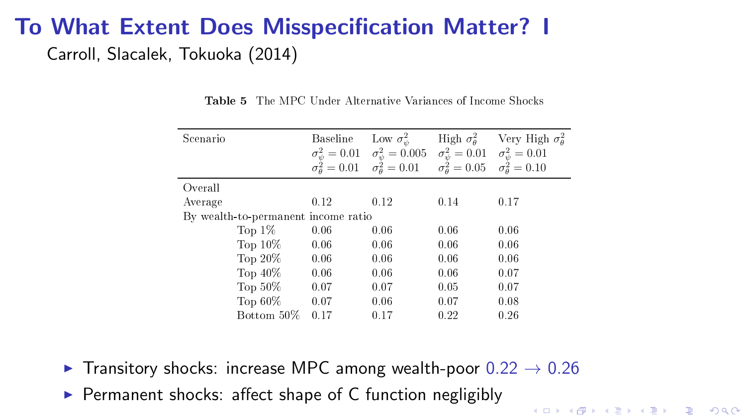# To What Extent Does Misspecification Matter? I

Carroll, Slacalek, Tokuoka (2014)

**Table 5** The MPC Under Alternative Variances of Income Shocks

| Scenario | Baseline $\sigma_\psi^2 = 0.01$ $\sigma_\theta^2 = 0.01$ | Low $\sigma_\psi^2$ $\sigma_\psi^2 = 0.005$ $\sigma_\theta^2 = 0.01$ | High $\sigma_\theta^2$ $\sigma_\psi^2 = 0.01$ $\sigma_\theta^2 = 0.05$ | Very High $\sigma_\theta^2$ $\sigma_\psi^2 = 0.01$ $\sigma_\theta^2 = 0.10$ |
|---|---|---|---|---|
| Overall | | | | |
| Average | 0.12 | 0.12 | 0.14 | 0.17 |
| By wealth-to-permanent income ratio | | | | |
| Top 1% | 0.06 | 0.06 | 0.06 | 0.06 |
| Top 10% | 0.06 | 0.06 | 0.06 | 0.06 |
| Top 20% | 0.06 | 0.06 | 0.06 | 0.06 |
| Top 40% | 0.06 | 0.06 | 0.06 | 0.07 |
| Top 50% | 0.07 | 0.07 | 0.05 | 0.07 |
| Top 60% | 0.07 | 0.06 | 0.07 | 0.08 |
| Bottom 50% | 0.17 | 0.17 | 0.22 | 0.26 |

- Transitory shocks: increase MPC among wealth-poor 0.22 $\rightarrow$ 0.26
- Permanent shocks: affect shape of C function negligibly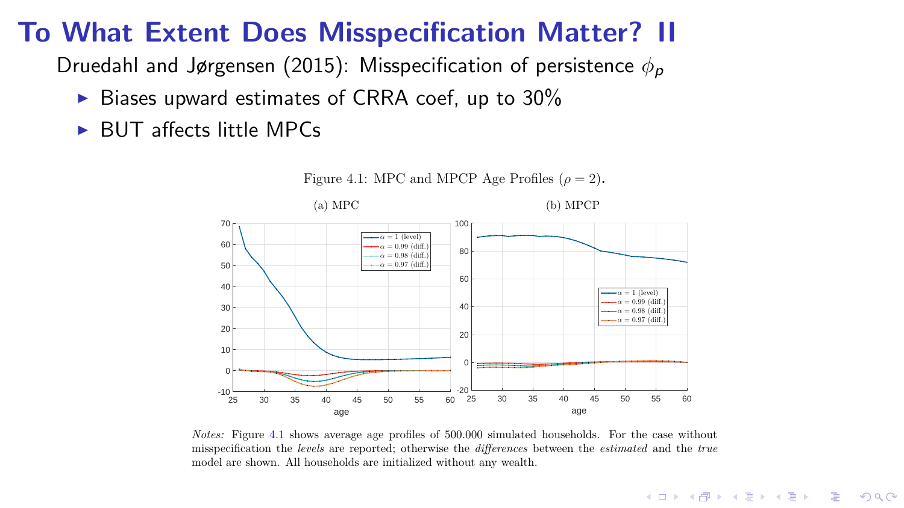# To What Extent Does Misspecification Matter? II

Druedahl and Jørgensen (2015): Misspecification of persistence $\phi_p$

- Biases upward estimates of CRRA coef, up to 30%
- BUT affects little MPCs

Figure 4.1: MPC and MPCP Age Profiles ($\rho = 2$).

(a) MPC

(b) MPCP

*Notes:* Figure 4.1 shows average age profiles of 500.000 simulated households. For the case without misspecification the *levels* are reported; otherwise the *differences* between the *estimated* and the *true* model are shown. All households are initialized without any wealth.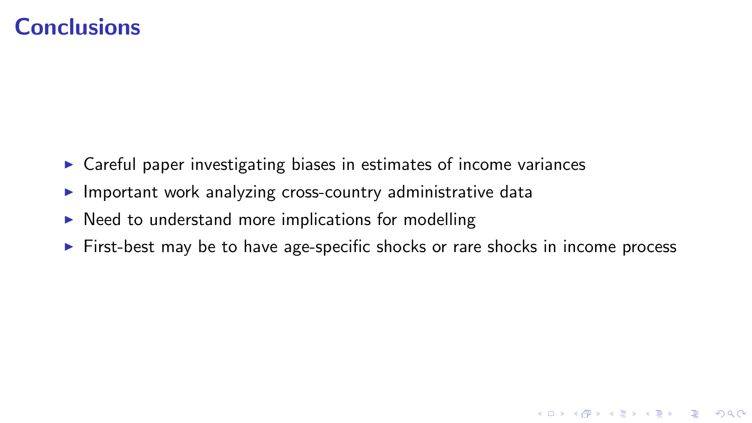# Conclusions

- Careful paper investigating biases in estimates of income variances
- Important work analyzing cross-country administrative data
- Need to understand more implications for modelling
- First-best may be to have age-specific shocks or rare shocks in income process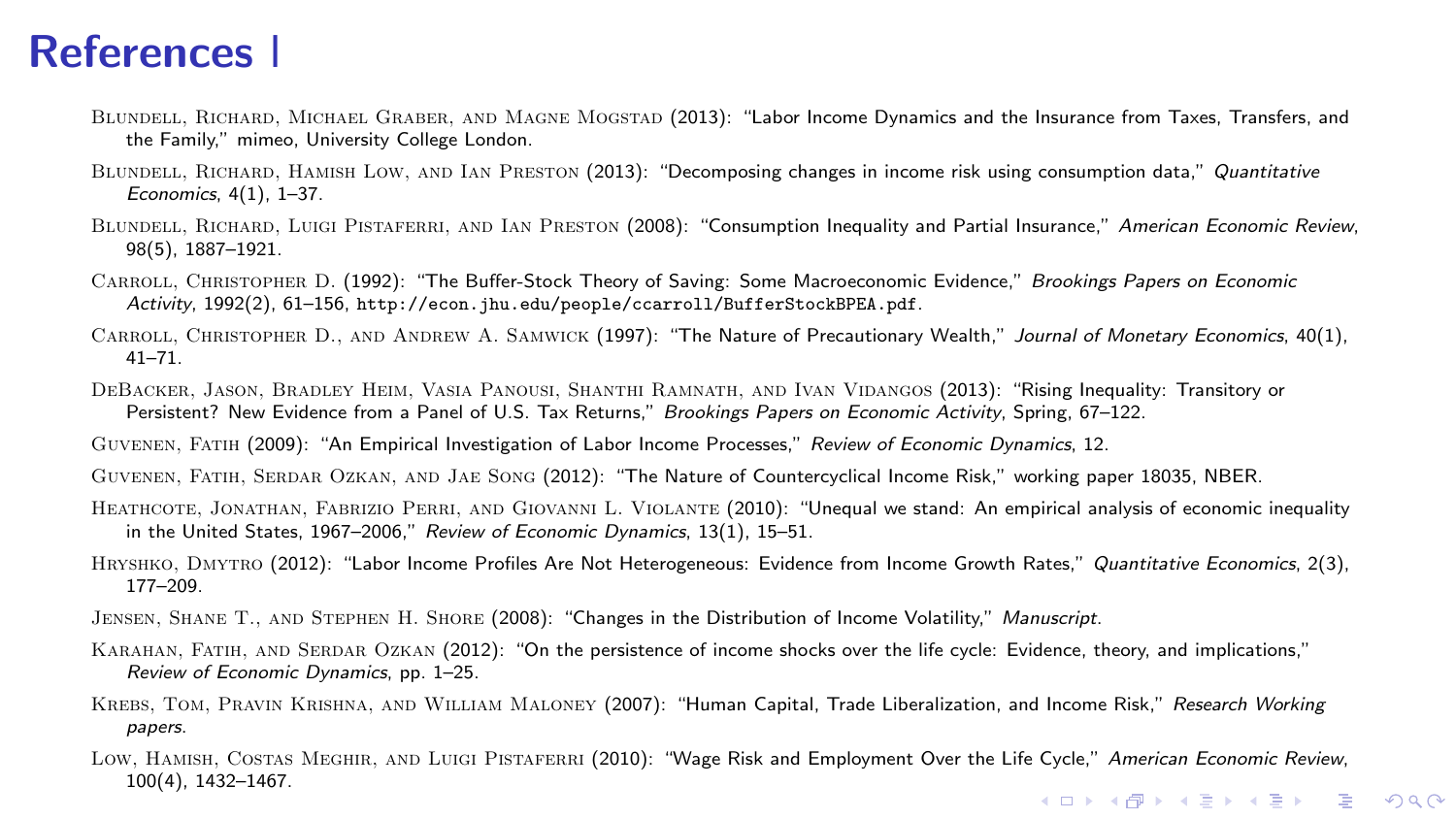# References I

Blundell, Richard, Michael Graber, and Magne Mogstad (2013): "Labor Income Dynamics and the Insurance from Taxes, Transfers, and the Family," mimeo, University College London.

Blundell, Richard, Hamish Low, and Ian Preston (2013): "Decomposing changes in income risk using consumption data," *Quantitative Economics*, 4(1), 1–37.

Blundell, Richard, Luigi Pistaferri, and Ian Preston (2008): "Consumption Inequality and Partial Insurance," *American Economic Review*, 98(5), 1887–1921.

Carroll, Christopher D. (1992): "The Buffer-Stock Theory of Saving: Some Macroeconomic Evidence," *Brookings Papers on Economic Activity*, 1992(2), 61–156, `http://econ.jhu.edu/people/ccarroll/BufferStockBPEA.pdf`.

Carroll, Christopher D., and Andrew A. Samwick (1997): "The Nature of Precautionary Wealth," *Journal of Monetary Economics*, 40(1), 41–71.

DeBacker, Jason, Bradley Heim, Vasia Panousi, Shanthi Ramnath, and Ivan Vidangos (2013): "Rising Inequality: Transitory or Persistent? New Evidence from a Panel of U.S. Tax Returns," *Brookings Papers on Economic Activity*, Spring, 67–122.

Guvenen, Fatih (2009): "An Empirical Investigation of Labor Income Processes," *Review of Economic Dynamics*, 12.

Guvenen, Fatih, Serdar Ozkan, and Jae Song (2012): "The Nature of Countercyclical Income Risk," working paper 18035, NBER.

Heathcote, Jonathan, Fabrizio Perri, and Giovanni L. Violante (2010): "Unequal we stand: An empirical analysis of economic inequality in the United States, 1967–2006," *Review of Economic Dynamics*, 13(1), 15–51.

Hryshko, Dmytro (2012): "Labor Income Profiles Are Not Heterogeneous: Evidence from Income Growth Rates," *Quantitative Economics*, 2(3), 177–209.

Jensen, Shane T., and Stephen H. Shore (2008): "Changes in the Distribution of Income Volatility," *Manuscript*.

Karahan, Fatih, and Serdar Ozkan (2012): "On the persistence of income shocks over the life cycle: Evidence, theory, and implications," *Review of Economic Dynamics*, pp. 1–25.

Krebs, Tom, Pravin Krishna, and William Maloney (2007): "Human Capital, Trade Liberalization, and Income Risk," *Research Working papers*.

Low, Hamish, Costas Meghir, and Luigi Pistaferri (2010): "Wage Risk and Employment Over the Life Cycle," *American Economic Review*, 100(4), 1432–1467.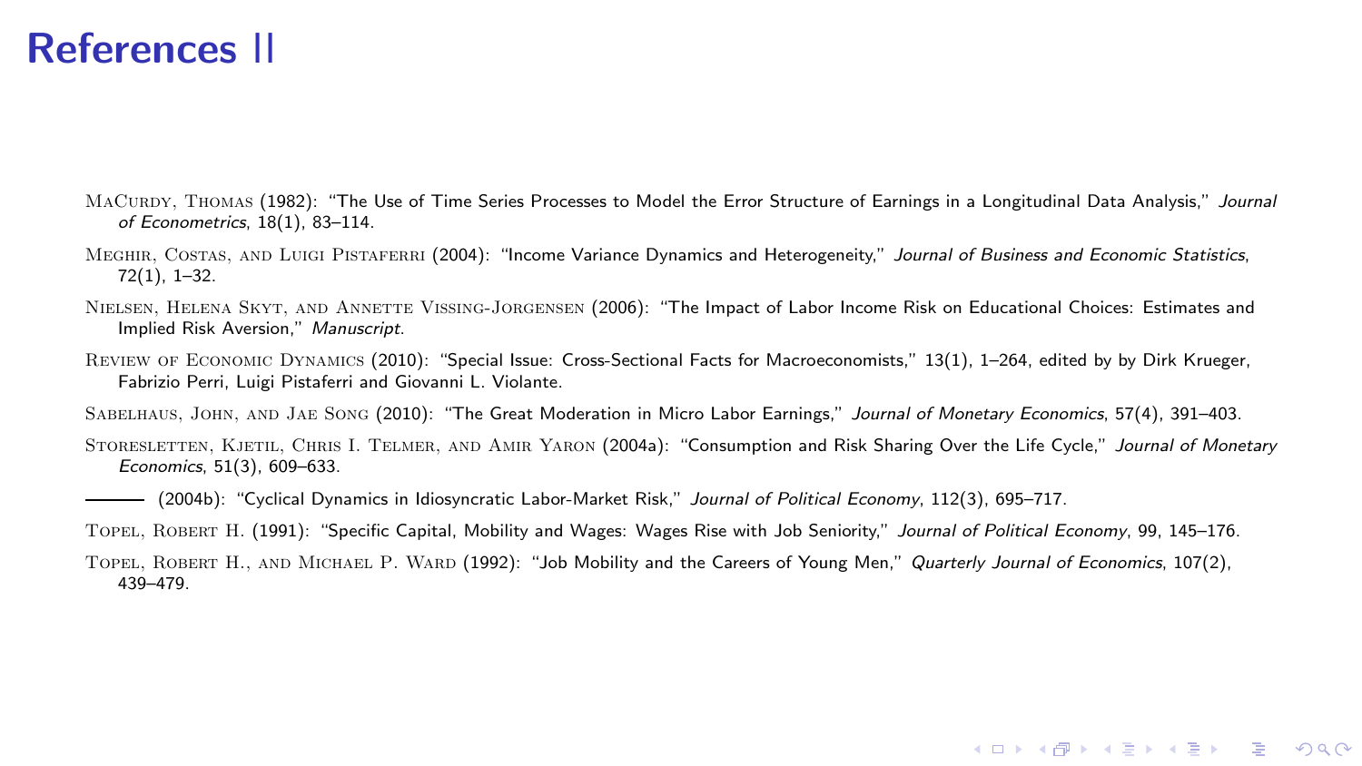# References II

MacCurdy, Thomas (1982): "The Use of Time Series Processes to Model the Error Structure of Earnings in a Longitudinal Data Analysis," *Journal of Econometrics*, 18(1), 83–114.

Meghir, Costas, and Luigi Pistaferri (2004): "Income Variance Dynamics and Heterogeneity," *Journal of Business and Economic Statistics*, 72(1), 1–32.

Nielsen, Helena Skyt, and Annette Vissing-Jorgensen (2006): "The Impact of Labor Income Risk on Educational Choices: Estimates and Implied Risk Aversion," *Manuscript*.

Review of Economic Dynamics (2010): "Special Issue: Cross-Sectional Facts for Macroeconomists," 13(1), 1–264, edited by by Dirk Krueger, Fabrizio Perri, Luigi Pistaferri and Giovanni L. Violante.

Sabelhaus, John, and Jae Song (2010): "The Great Moderation in Micro Labor Earnings," *Journal of Monetary Economics*, 57(4), 391–403.

Storesletten, Kjetil, Chris I. Telmer, and Amir Yaron (2004a): "Consumption and Risk Sharing Over the Life Cycle," *Journal of Monetary Economics*, 51(3), 609–633.

——— (2004b): "Cyclical Dynamics in Idiosyncratic Labor-Market Risk," *Journal of Political Economy*, 112(3), 695–717.

Topel, Robert H. (1991): "Specific Capital, Mobility and Wages: Wages Rise with Job Seniority," *Journal of Political Economy*, 99, 145–176.

Topel, Robert H., and Michael P. Ward (1992): "Job Mobility and the Careers of Young Men," *Quarterly Journal of Economics*, 107(2), 439–479.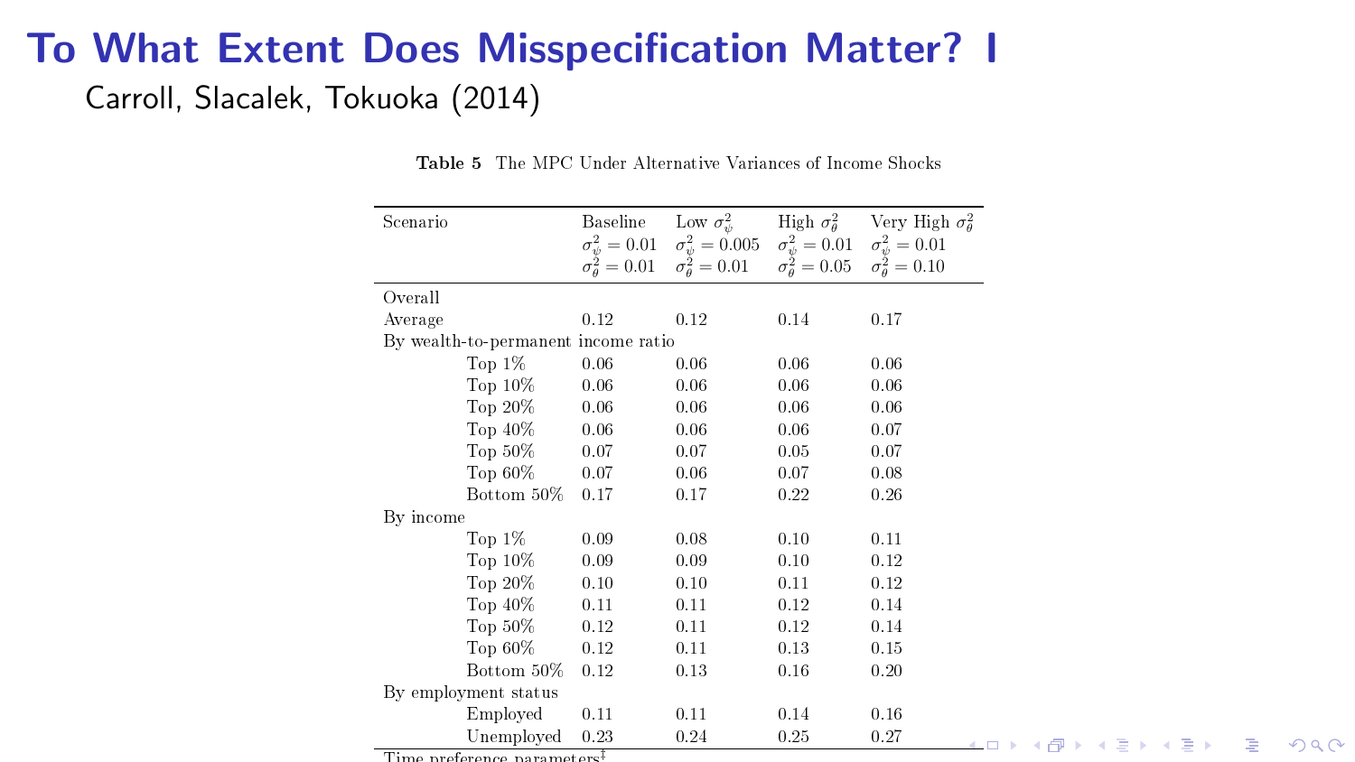# To What Extent Does Misspecification Matter? I

Carroll, Slacalek, Tokuoka (2014)

**Table 5** The MPC Under Alternative Variances of Income Shocks

| Scenario | Baseline $\sigma_\psi^2 = 0.01$ $\sigma_\theta^2 = 0.01$ | Low $\sigma_\psi^2$ $\sigma_\psi^2 = 0.005$ $\sigma_\theta^2 = 0.01$ | High $\sigma_\theta^2$ $\sigma_\psi^2 = 0.01$ $\sigma_\theta^2 = 0.05$ | Very High $\sigma_\theta^2$ $\sigma_\psi^2 = 0.01$ $\sigma_\theta^2 = 0.10$ |
|---|---|---|---|---|
| Overall | | | | |
| Average | 0.12 | 0.12 | 0.14 | 0.17 |
| By wealth-to-permanent income ratio | | | | |
| Top 1% | 0.06 | 0.06 | 0.06 | 0.06 |
| Top 10% | 0.06 | 0.06 | 0.06 | 0.06 |
| Top 20% | 0.06 | 0.06 | 0.06 | 0.06 |
| Top 40% | 0.06 | 0.06 | 0.06 | 0.07 |
| Top 50% | 0.07 | 0.07 | 0.05 | 0.07 |
| Top 60% | 0.07 | 0.06 | 0.07 | 0.08 |
| Bottom 50% | 0.17 | 0.17 | 0.22 | 0.26 |
| By income | | | | |
| Top 1% | 0.09 | 0.08 | 0.10 | 0.11 |
| Top 10% | 0.09 | 0.09 | 0.10 | 0.12 |
| Top 20% | 0.10 | 0.10 | 0.11 | 0.12 |
| Top 40% | 0.11 | 0.11 | 0.12 | 0.14 |
| Top 50% | 0.12 | 0.11 | 0.12 | 0.14 |
| Top 60% | 0.12 | 0.11 | 0.13 | 0.15 |
| Bottom 50% | 0.12 | 0.13 | 0.16 | 0.20 |
| By employment status | | | | |
| Employed | 0.11 | 0.11 | 0.14 | 0.16 |
| Unemployed | 0.23 | 0.24 | 0.25 | 0.27 |

Time preference parameters[‡]